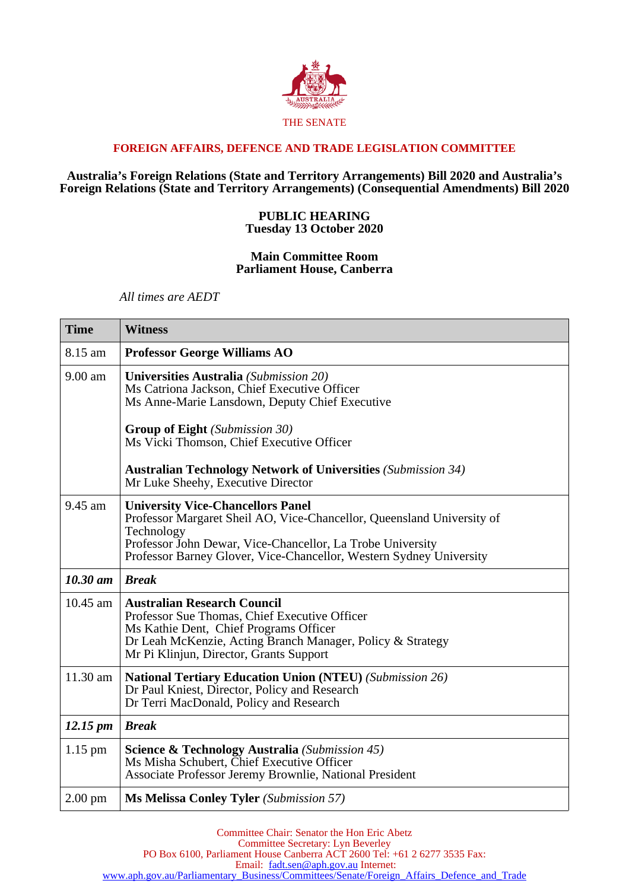THE SENATE

## FOREIGN AFFAIRS, DEFENCE AND TRADE LEGISLATION COMMITTEE

### Australia's Foreign Relations (State and Territory Arrangements) Bill 2020 and Australia's Foreign Relations (State and Territory Arrangements) (Consequential Amendments) Bill 2020

**PUBLIC HEARING**
**Tuesday 13 October 2020**

**Main Committee Room**
**Parliament House, Canberra**

*All times are AEDT*

| Time | Witness |
|---|---|
| 8.15 am | **Professor George Williams AO** |
| 9.00 am | **Universities Australia** *(Submission 20)*<br>Ms Catriona Jackson, Chief Executive Officer<br>Ms Anne-Marie Lansdown, Deputy Chief Executive<br><br>**Group of Eight** *(Submission 30)*<br>Ms Vicki Thomson, Chief Executive Officer<br><br>**Australian Technology Network of Universities** *(Submission 34)*<br>Mr Luke Sheehy, Executive Director |
| 9.45 am | **University Vice-Chancellors Panel**<br>Professor Margaret Sheil AO, Vice-Chancellor, Queensland University of Technology<br>Professor John Dewar, Vice-Chancellor, La Trobe University<br>Professor Barney Glover, Vice-Chancellor, Western Sydney University |
| ***10.30 am*** | ***Break*** |
| 10.45 am | **Australian Research Council**<br>Professor Sue Thomas, Chief Executive Officer<br>Ms Kathie Dent, Chief Programs Officer<br>Dr Leah McKenzie, Acting Branch Manager, Policy & Strategy<br>Mr Pi Klinjun, Director, Grants Support |
| 11.30 am | **National Tertiary Education Union (NTEU)** *(Submission 26)*<br>Dr Paul Kniest, Director, Policy and Research<br>Dr Terri MacDonald, Policy and Research |
| ***12.15 pm*** | ***Break*** |
| 1.15 pm | **Science & Technology Australia** *(Submission 45)*<br>Ms Misha Schubert, Chief Executive Officer<br>Associate Professor Jeremy Brownlie, National President |
| 2.00 pm | **Ms Melissa Conley Tyler** *(Submission 57)* |

Committee Chair: Senator the Hon Eric Abetz
Committee Secretary: Lyn Beverley
PO Box 6100, Parliament House Canberra ACT 2600 Tel: +61 2 6277 3535 Fax:
Email: fadt.sen@aph.gov.au Internet:
www.aph.gov.au/Parliamentary_Business/Committees/Senate/Foreign_Affairs_Defence_and_Trade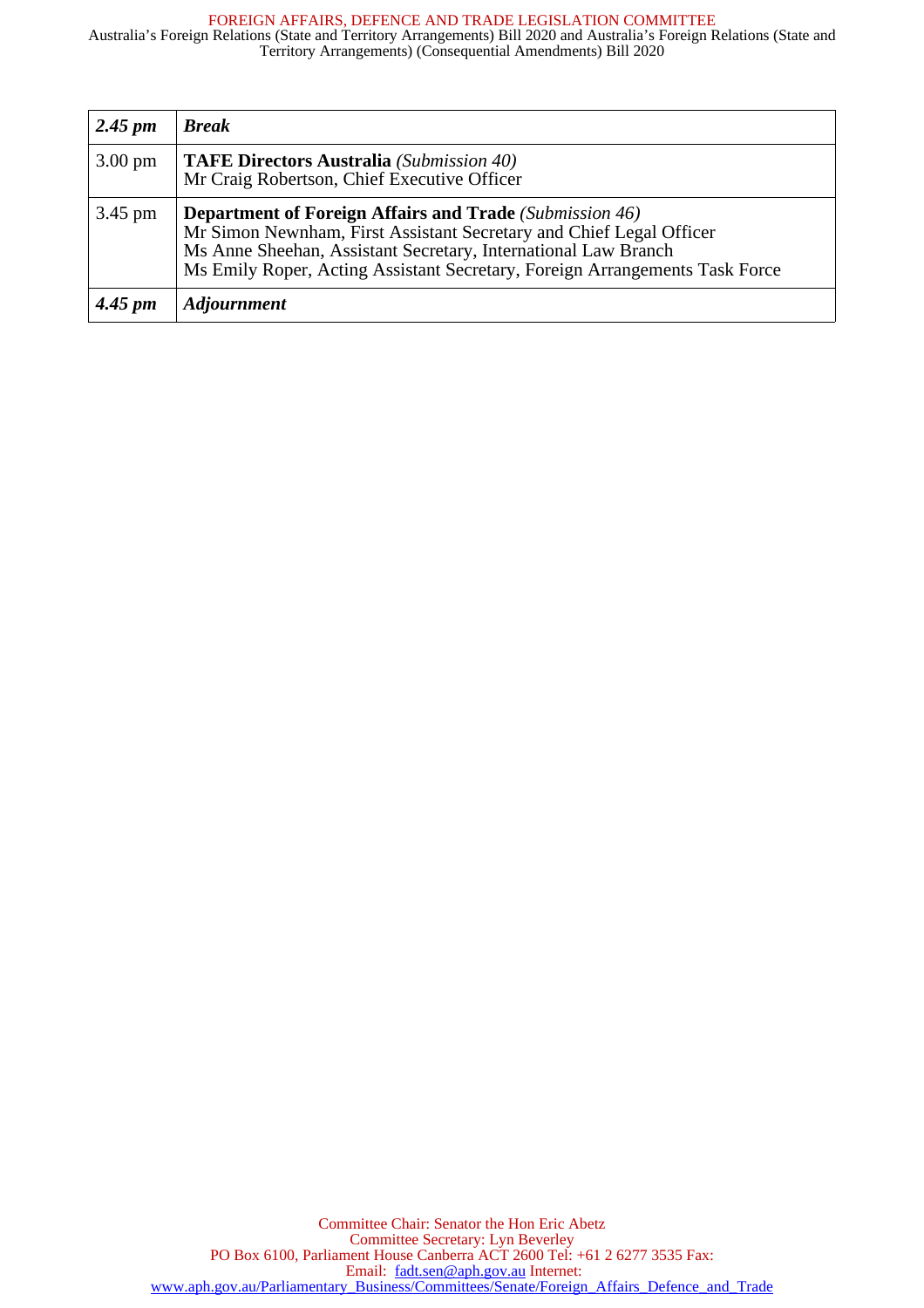| | |
|---|---|
| ***2.45 pm*** | ***Break*** |
| 3.00 pm | **TAFE Directors Australia** *(Submission 40)*<br>Mr Craig Robertson, Chief Executive Officer |
| 3.45 pm | **Department of Foreign Affairs and Trade** *(Submission 46)*<br>Mr Simon Newnham, First Assistant Secretary and Chief Legal Officer<br>Ms Anne Sheehan, Assistant Secretary, International Law Branch<br>Ms Emily Roper, Acting Assistant Secretary, Foreign Arrangements Task Force |
| ***4.45 pm*** | ***Adjournment*** |

Committee Chair: Senator the Hon Eric Abetz
Committee Secretary: Lyn Beverley
PO Box 6100, Parliament House Canberra ACT 2600 Tel: +61 2 6277 3535 Fax:
Email: fadt.sen@aph.gov.au Internet:
www.aph.gov.au/Parliamentary_Business/Committees/Senate/Foreign_Affairs_Defence_and_Trade